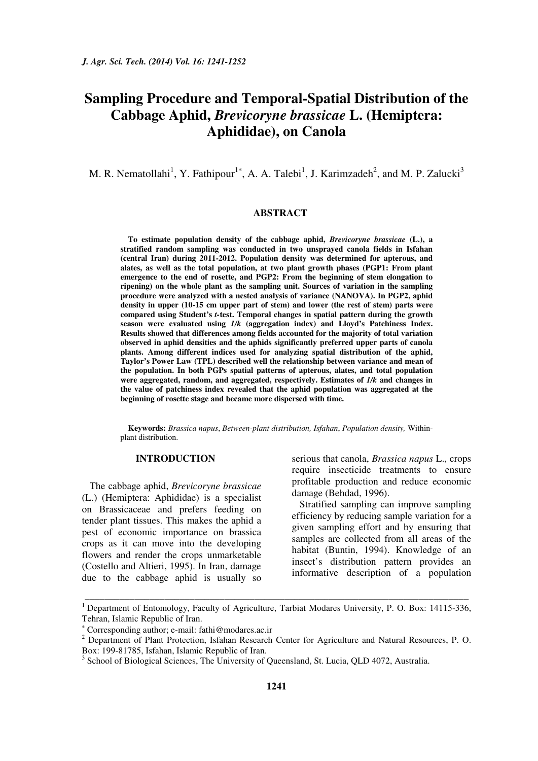# Sampling Procedure and Temporal-Spatial Distribution of the Cabbage Aphid, *Brevicoryne brassicae* L. (Hemiptera: Aphididae), on Canola

M. R. Nematollahi[1], Y. Fathipour[1*], A. A. Talebi[1], J. Karimzadeh[2], and M. P. Zalucki[3]

## ABSTRACT

**To estimate population density of the cabbage aphid, *Brevicoryne brassicae* (L.), a stratified random sampling was conducted in two unsprayed canola fields in Isfahan (central Iran) during 2011-2012. Population density was determined for apterous, and alates, as well as the total population, at two plant growth phases (PGP1: From plant emergence to the end of rosette, and PGP2: From the beginning of stem elongation to ripening) on the whole plant as the sampling unit. Sources of variation in the sampling procedure were analyzed with a nested analysis of variance (NANOVA). In PGP2, aphid density in upper (10-15 cm upper part of stem) and lower (the rest of stem) parts were compared using Student's *t*-test. Temporal changes in spatial pattern during the growth season were evaluated using *1/k* (aggregation index) and Lloyd's Patchiness Index. Results showed that differences among fields accounted for the majority of total variation observed in aphid densities and the aphids significantly preferred upper parts of canola plants. Among different indices used for analyzing spatial distribution of the aphid, Taylor's Power Law (TPL) described well the relationship between variance and mean of the population. In both PGPs spatial patterns of apterous, alates, and total population were aggregated, random, and aggregated, respectively. Estimates of *1/k* and changes in the value of patchiness index revealed that the aphid population was aggregated at the beginning of rosette stage and became more dispersed with time.**

**Keywords:** *Brassica napus*, *Between-plant distribution, Isfahan*, *Population density,* Within-plant distribution.

## INTRODUCTION

The cabbage aphid, *Brevicoryne brassicae* (L.) (Hemiptera: Aphididae) is a specialist on Brassicaceae and prefers feeding on tender plant tissues. This makes the aphid a pest of economic importance on brassica crops as it can move into the developing flowers and render the crops unmarketable (Costello and Altieri, 1995). In Iran, damage due to the cabbage aphid is usually so serious that canola, *Brassica napus* L., crops require insecticide treatments to ensure profitable production and reduce economic damage (Behdad, 1996).

Stratified sampling can improve sampling efficiency by reducing sample variation for a given sampling effort and by ensuring that samples are collected from all areas of the habitat (Buntin, 1994). Knowledge of an insect's distribution pattern provides an informative description of a population

---

[1] Department of Entomology, Faculty of Agriculture, Tarbiat Modares University, P. O. Box: 14115-336, Tehran, Islamic Republic of Iran.

[*] Corresponding author; e-mail: fathi@modares.ac.ir

[2] Department of Plant Protection, Isfahan Research Center for Agriculture and Natural Resources, P. O. Box: 199-81785, Isfahan, Islamic Republic of Iran.

[3] School of Biological Sciences, The University of Queensland, St. Lucia, QLD 4072, Australia.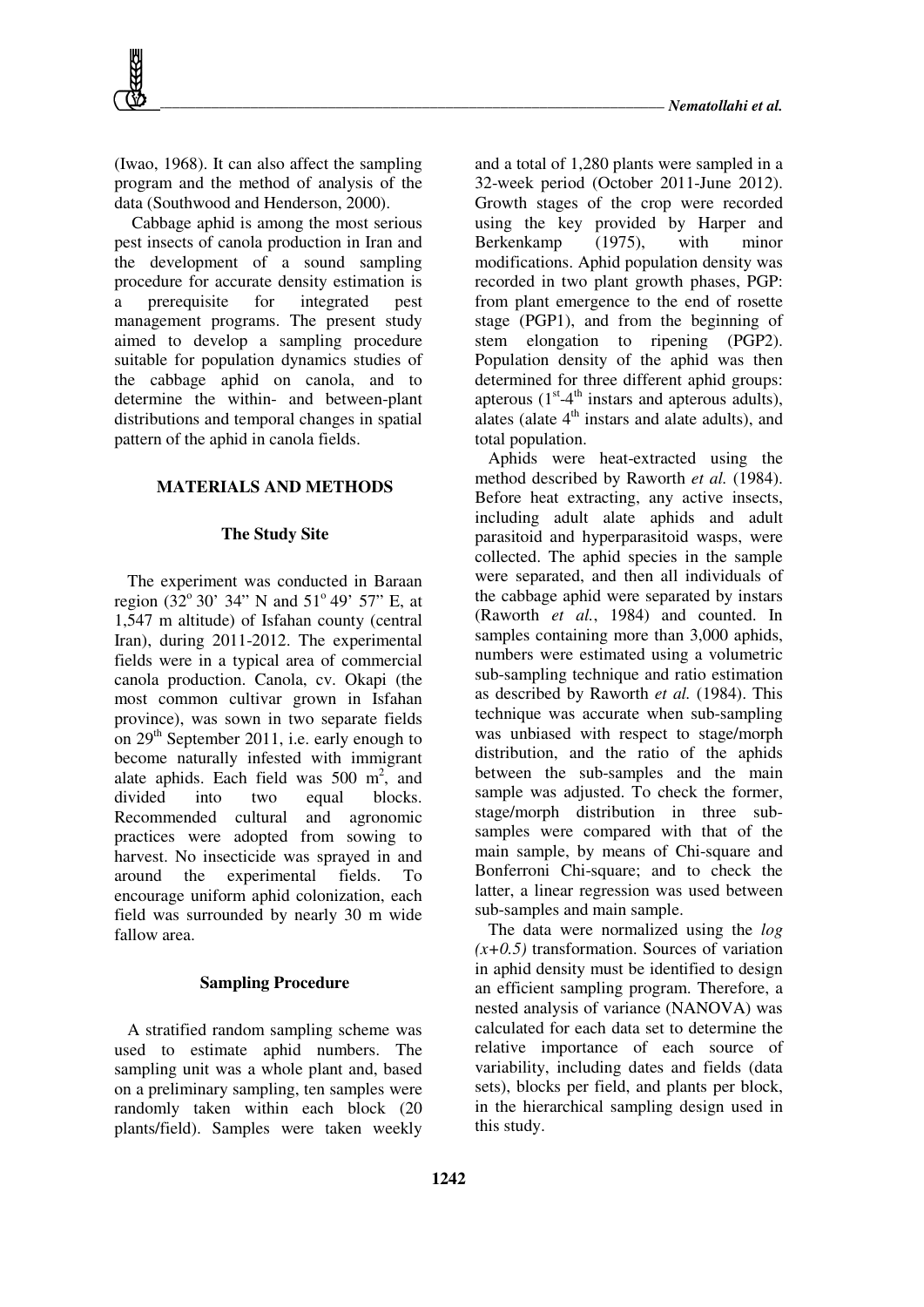(Iwao, 1968). It can also affect the sampling program and the method of analysis of the data (Southwood and Henderson, 2000).

Cabbage aphid is among the most serious pest insects of canola production in Iran and the development of a sound sampling procedure for accurate density estimation is a prerequisite for integrated pest management programs. The present study aimed to develop a sampling procedure suitable for population dynamics studies of the cabbage aphid on canola, and to determine the within- and between-plant distributions and temporal changes in spatial pattern of the aphid in canola fields.

## MATERIALS AND METHODS

### The Study Site

The experiment was conducted in Baraan region (32° 30' 34" N and 51° 49' 57" E, at 1,547 m altitude) of Isfahan county (central Iran), during 2011-2012. The experimental fields were in a typical area of commercial canola production. Canola, cv. Okapi (the most common cultivar grown in Isfahan province), was sown in two separate fields on 29th September 2011, i.e. early enough to become naturally infested with immigrant alate aphids. Each field was 500 $m^2$, and divided into two equal blocks. Recommended cultural and agronomic practices were adopted from sowing to harvest. No insecticide was sprayed in and around the experimental fields. To encourage uniform aphid colonization, each field was surrounded by nearly 30 m wide fallow area.

### Sampling Procedure

A stratified random sampling scheme was used to estimate aphid numbers. The sampling unit was a whole plant and, based on a preliminary sampling, ten samples were randomly taken within each block (20 plants/field). Samples were taken weekly and a total of 1,280 plants were sampled in a 32-week period (October 2011-June 2012). Growth stages of the crop were recorded using the key provided by Harper and Berkenkamp (1975), with minor modifications. Aphid population density was recorded in two plant growth phases, PGP: from plant emergence to the end of rosette stage (PGP1), and from the beginning of stem elongation to ripening (PGP2). Population density of the aphid was then determined for three different aphid groups: apterous (1st-4th instars and apterous adults), alates (alate 4th instars and alate adults), and total population.

Aphids were heat-extracted using the method described by Raworth *et al.* (1984). Before heat extracting, any active insects, including adult alate aphids and adult parasitoid and hyperparasitoid wasps, were collected. The aphid species in the sample were separated, and then all individuals of the cabbage aphid were separated by instars (Raworth *et al.*, 1984) and counted. In samples containing more than 3,000 aphids, numbers were estimated using a volumetric sub-sampling technique and ratio estimation as described by Raworth *et al.* (1984). This technique was accurate when sub-sampling was unbiased with respect to stage/morph distribution, and the ratio of the aphids between the sub-samples and the main sample was adjusted. To check the former, stage/morph distribution in three sub-samples were compared with that of the main sample, by means of Chi-square and Bonferroni Chi-square; and to check the latter, a linear regression was used between sub-samples and main sample.

The data were normalized using the *log (x+0.5)* transformation. Sources of variation in aphid density must be identified to design an efficient sampling program. Therefore, a nested analysis of variance (NANOVA) was calculated for each data set to determine the relative importance of each source of variability, including dates and fields (data sets), blocks per field, and plants per block, in the hierarchical sampling design used in this study.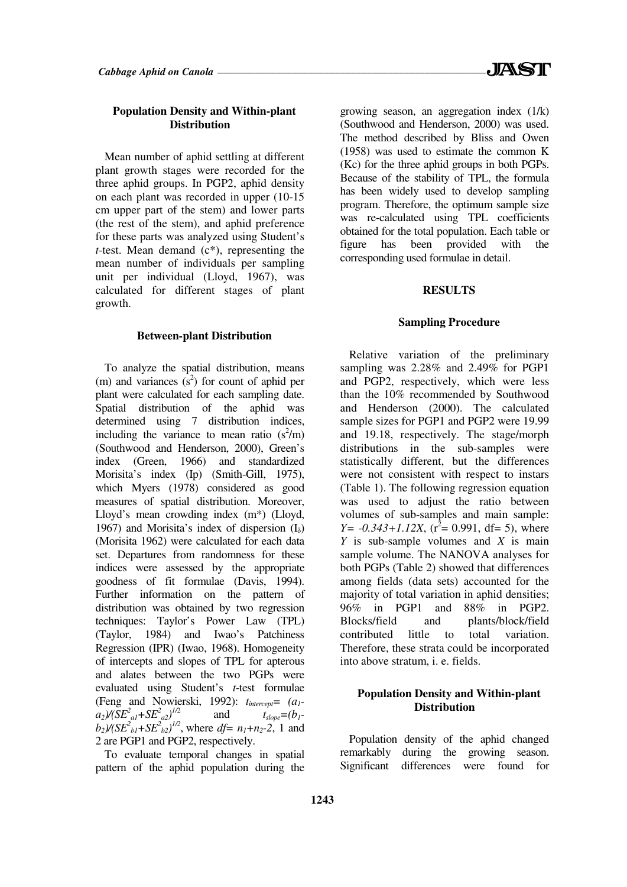### Population Density and Within-plant Distribution

Mean number of aphid settling at different plant growth stages were recorded for the three aphid groups. In PGP2, aphid density on each plant was recorded in upper (10-15 cm upper part of the stem) and lower parts (the rest of the stem), and aphid preference for these parts was analyzed using Student's *t*-test. Mean demand (c*), representing the mean number of individuals per sampling unit per individual (Lloyd, 1967), was calculated for different stages of plant growth.

### Between-plant Distribution

To analyze the spatial distribution, means (m) and variances ($s^2$) for count of aphid per plant were calculated for each sampling date. Spatial distribution of the aphid was determined using 7 distribution indices, including the variance to mean ratio ($s^2$/m) (Southwood and Henderson, 2000), Green's index (Green, 1966) and standardized Morisita's index (Ip) (Smith-Gill, 1975), which Myers (1978) considered as good measures of spatial distribution. Moreover, Lloyd's mean crowding index (m*) (Lloyd, 1967) and Morisita's index of dispersion ($I_\delta$) (Morisita 1962) were calculated for each data set. Departures from randomness for these indices were assessed by the appropriate goodness of fit formulae (Davis, 1994). Further information on the pattern of distribution was obtained by two regression techniques: Taylor's Power Law (TPL) (Taylor, 1984) and Iwao's Patchiness Regression (IPR) (Iwao, 1968). Homogeneity of intercepts and slopes of TPL for apterous and alates between the two PGPs were evaluated using Student's *t*-test formulae (Feng and Nowierski, 1992): $t_{intercept}= (a_1-a_2)/(SE^2_{a1}+SE^2_{a2})^{1/2}$ and $t_{slope}=(b_1-b_2)/(SE^2_{b1}+SE^2_{b2})^{1/2}$, where $df= n_1+n_2-2$, 1 and 2 are PGP1 and PGP2, respectively.

To evaluate temporal changes in spatial pattern of the aphid population during the growing season, an aggregation index (1/k) (Southwood and Henderson, 2000) was used. The method described by Bliss and Owen (1958) was used to estimate the common K (Kc) for the three aphid groups in both PGPs. Because of the stability of TPL, the formula has been widely used to develop sampling program. Therefore, the optimum sample size was re-calculated using TPL coefficients obtained for the total population. Each table or figure has been provided with the corresponding used formulae in detail.

## RESULTS

### Sampling Procedure

Relative variation of the preliminary sampling was 2.28% and 2.49% for PGP1 and PGP2, respectively, which were less than the 10% recommended by Southwood and Henderson (2000). The calculated sample sizes for PGP1 and PGP2 were 19.99 and 19.18, respectively. The stage/morph distributions in the sub-samples were statistically different, but the differences were not consistent with respect to instars (Table 1). The following regression equation was used to adjust the ratio between volumes of sub-samples and main sample: $Y= -0.343+1.12X$, ($r^2$= 0.991, df= 5), where *Y* is sub-sample volumes and *X* is main sample volume. The NANOVA analyses for both PGPs (Table 2) showed that differences among fields (data sets) accounted for the majority of total variation in aphid densities; 96% in PGP1 and 88% in PGP2. Blocks/field and plants/block/field contributed little to total variation. Therefore, these strata could be incorporated into above stratum, i. e. fields.

### Population Density and Within-plant Distribution

Population density of the aphid changed remarkably during the growing season. Significant differences were found for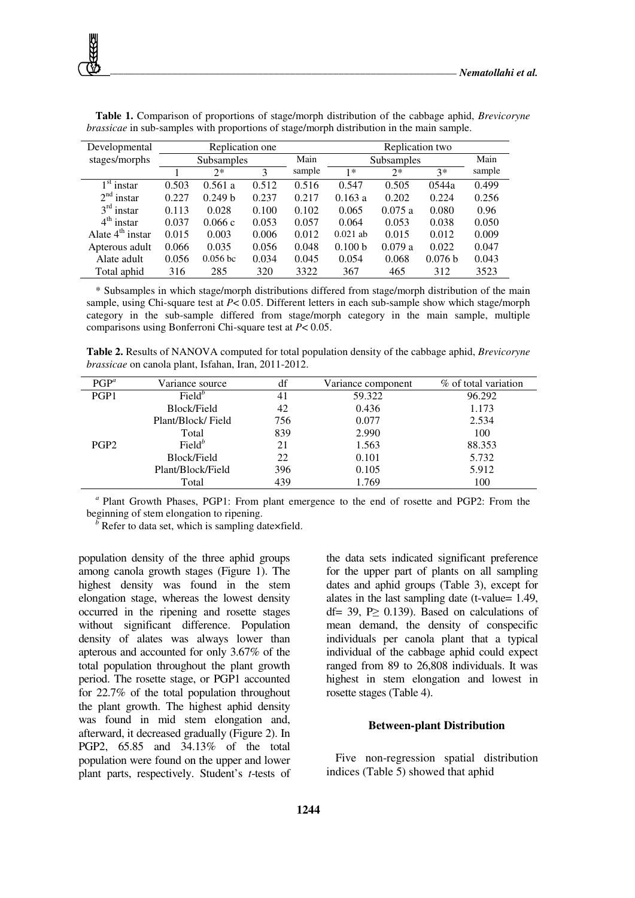**Table 1.** Comparison of proportions of stage/morph distribution of the cabbage aphid, *Brevicoryne brassicae* in sub-samples with proportions of stage/morph distribution in the main sample.

| Developmental stages/morphs | Replication one | | | | Replication two | | | |
|---|---|---|---|---|---|---|---|---|
| | Subsamples | | | Main sample | Subsamples | | | Main sample |
| | 1 | 2* | 3 | | 1* | 2* | 3* | |
| 1st instar | 0.503 | 0.561 a | 0.512 | 0.516 | 0.547 | 0.505 | 0544a | 0.499 |
| 2nd instar | 0.227 | 0.249 b | 0.237 | 0.217 | 0.163 a | 0.202 | 0.224 | 0.256 |
| 3rd instar | 0.113 | 0.028 | 0.100 | 0.102 | 0.065 | 0.075 a | 0.080 | 0.96 |
| 4th instar | 0.037 | 0.066 c | 0.053 | 0.057 | 0.064 | 0.053 | 0.038 | 0.050 |
| Alate 4th instar | 0.015 | 0.003 | 0.006 | 0.012 | 0.021 ab | 0.015 | 0.012 | 0.009 |
| Apterous adult | 0.066 | 0.035 | 0.056 | 0.048 | 0.100 b | 0.079 a | 0.022 | 0.047 |
| Alate adult | 0.056 | 0.056 bc | 0.034 | 0.045 | 0.054 | 0.068 | 0.076 b | 0.043 |
| Total aphid | 316 | 285 | 320 | 3322 | 367 | 465 | 312 | 3523 |

\* Subsamples in which stage/morph distributions differed from stage/morph distribution of the main sample, using Chi-square test at $P< 0.05$. Different letters in each sub-sample show which stage/morph category in the sub-sample differed from stage/morph category in the main sample, multiple comparisons using Bonferroni Chi-square test at $P< 0.05$.

**Table 2.** Results of NANOVA computed for total population density of the cabbage aphid, *Brevicoryne brassicae* on canola plant, Isfahan, Iran, 2011-2012.

| PGP[a] | Variance source | df | Variance component | % of total variation |
|---|---|---|---|---|
| PGP1 | Field[b] | 41 | 59.322 | 96.292 |
| | Block/Field | 42 | 0.436 | 1.173 |
| | Plant/Block/ Field | 756 | 0.077 | 2.534 |
| | Total | 839 | 2.990 | 100 |
| PGP2 | Field[b] | 21 | 1.563 | 88.353 |
| | Block/Field | 22 | 0.101 | 5.732 |
| | Plant/Block/Field | 396 | 0.105 | 5.912 |
| | Total | 439 | 1.769 | 100 |

[a] Plant Growth Phases, PGP1: From plant emergence to the end of rosette and PGP2: From the beginning of stem elongation to ripening.
[b] Refer to data set, which is sampling date×field.

population density of the three aphid groups among canola growth stages (Figure 1). The highest density was found in the stem elongation stage, whereas the lowest density occurred in the ripening and rosette stages without significant difference. Population density of alates was always lower than apterous and accounted for only 3.67% of the total population throughout the plant growth period. The rosette stage, or PGP1 accounted for 22.7% of the total population throughout the plant growth. The highest aphid density was found in mid stem elongation and, afterward, it decreased gradually (Figure 2). In PGP2, 65.85 and 34.13% of the total population were found on the upper and lower plant parts, respectively. Student's *t*-tests of the data sets indicated significant preference for the upper part of plants on all sampling dates and aphid groups (Table 3), except for alates in the last sampling date (t-value= 1.49, df= 39, P≥ 0.139). Based on calculations of mean demand, the density of conspecific individuals per canola plant that a typical individual of the cabbage aphid could expect ranged from 89 to 26,808 individuals. It was highest in stem elongation and lowest in rosette stages (Table 4).

### Between-plant Distribution

Five non-regression spatial distribution indices (Table 5) showed that aphid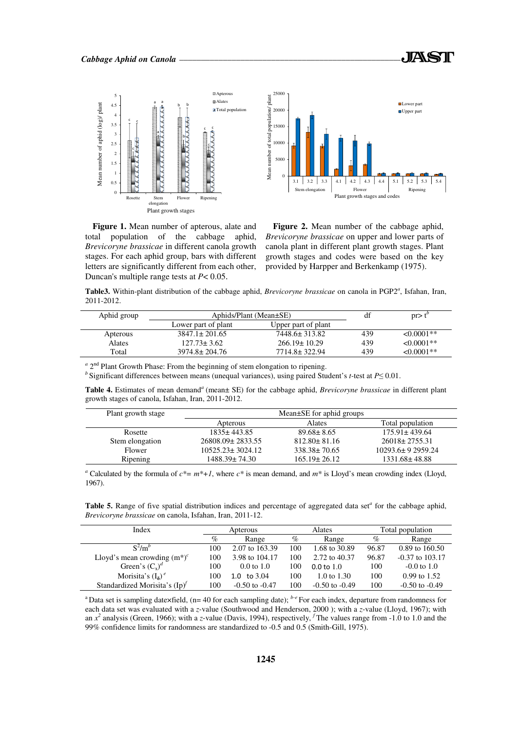**Figure 1.** Mean number of apterous, alate and total population of the cabbage aphid, *Brevicoryne brassicae* in different canola growth stages. For each aphid group, bars with different letters are significantly different from each other, Duncan's multiple range tests at $P < 0.05$.

**Figure 2.** Mean number of the cabbage aphid, *Brevicoryne brassicae* on upper and lower parts of canola plant in different plant growth stages. Plant growth stages and codes were based on the key provided by Harpper and Berkenkamp (1975).

**Table3.** Within-plant distribution of the cabbage aphid, *Brevicoryne brassicae* on canola in PGP2[a], Isfahan, Iran, 2011-2012.

| Aphid group | Aphids/Plant (Mean±SE) | | df | pr> t[b] |
|---|---|---|---|---|
| | Lower part of plant | Upper part of plant | | |
| Apterous | 3847.1± 201.65 | 7448.6± 313.82 | 439 | <0.0001** |
| Alates | 127.73± 3.62 | 266.19± 10.29 | 439 | <0.0001** |
| Total | 3974.8± 204.76 | 7714.8± 322.94 | 439 | <0.0001** |

[a] 2[nd] Plant Growth Phase: From the beginning of stem elongation to ripening.
[b] Significant differences between means (unequal variances), using paired Student's *t*-test at $P \leq 0.01$.

**Table 4.** Estimates of mean demand[a] (mean± SE) for the cabbage aphid, *Brevicoryne brassicae* in different plant growth stages of canola, Isfahan, Iran, 2011-2012.

| Plant growth stage | Mean±SE for aphid groups | | |
|---|---|---|---|
| | Apterous | Alates | Total population |
| Rosette | 1835± 443.85 | 89.68± 8.65 | 175.91± 439.64 |
| Stem elongation | 26808.09± 2833.55 | 812.80± 81.16 | 26018± 2755.31 |
| Flower | 10525.23± 3024.12 | 338.38± 70.65 | 10293.6± 9 2959.24 |
| Ripening | 1488.39± 74.30 | 165.19± 26.12 | 1331.68± 48.88 |

[a] Calculated by the formula of $c^* = m^* + 1$, where $c^*$ is mean demand, and $m^*$ is Lloyd's mean crowding index (Lloyd, 1967).

**Table 5.** Range of five spatial distribution indices and percentage of aggregated data set[a] for the cabbage aphid, *Brevicoryne brassicae* on canola, Isfahan, Iran, 2011-12.

| Index | Apterous | | Alates | | Total population | |
|---|---|---|---|---|---|---|
| | % | Range | % | Range | % | Range |
| $S^2/m$[b] | 100 | 2.07 to 163.39 | 100 | 1.68 to 30.89 | 96.87 | 0.89 to 160.50 |
| Lloyd's mean crowding ($m^*$)[c] | 100 | 3.98 to 104.17 | 100 | 2.72 to 40.37 | 96.87 | -0.37 to 103.17 |
| Green's ($C_x$)[d] | 100 | 0.0 to 1.0 | 100 | 0.0 to 1.0 | 100 | -0.0 to 1.0 |
| Morisita's ($I_\delta$)[e] | 100 | 1.0 to 3.04 | 100 | 1.0 to 1.30 | 100 | 0.99 to 1.52 |
| Standardized Morisita's (Ip)[f] | 100 | -0.50 to -0.47 | 100 | -0.50 to -0.49 | 100 | -0.50 to -0.49 |

[a] Data set is sampling date×field, (n= 40 for each sampling date); [b-e] For each index, departure from randomness for each data set was evaluated with a *z*-value (Southwood and Henderson, 2000 ); with a *z*-value (Lloyd, 1967); with an $x^2$ analysis (Green, 1966); with a *z*-value (Davis, 1994), respectively, [f] The values range from -1.0 to 1.0 and the 99% confidence limits for randomness are standardized to -0.5 and 0.5 (Smith-Gill, 1975).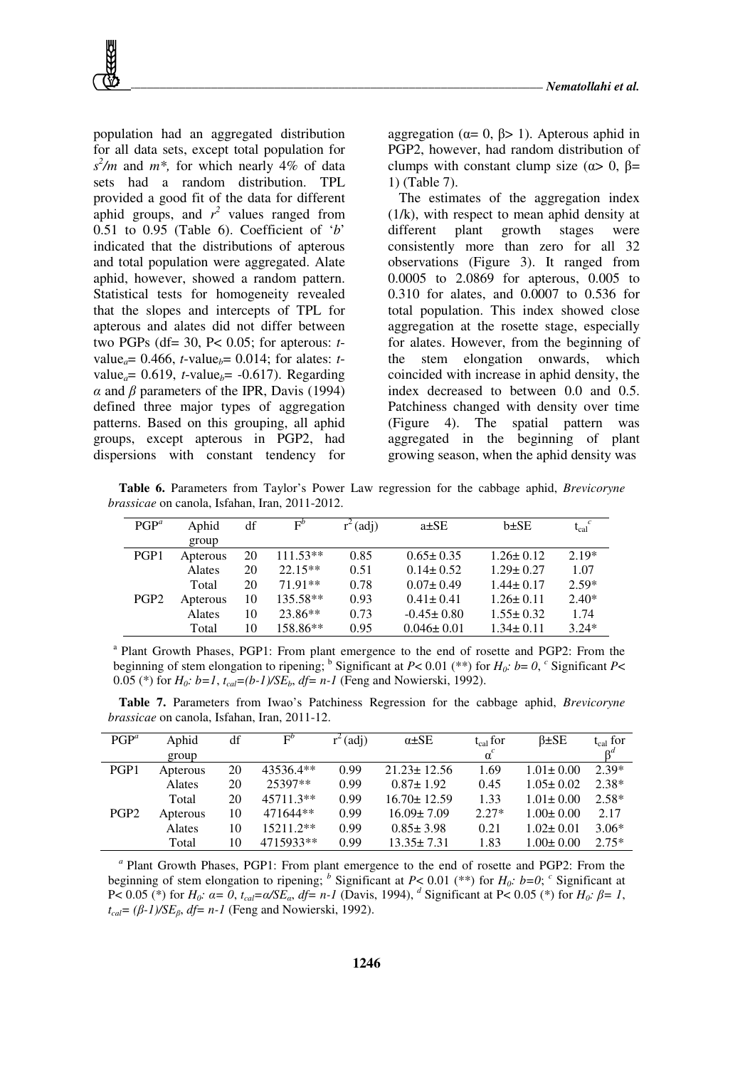population had an aggregated distribution for all data sets, except total population for $s^2/m$ and $m^*$, for which nearly 4% of data sets had a random distribution. TPL provided a good fit of the data for different aphid groups, and $r^2$ values ranged from 0.51 to 0.95 (Table 6). Coefficient of '*b*' indicated that the distributions of apterous and total population were aggregated. Alate aphid, however, showed a random pattern. Statistical tests for homogeneity revealed that the slopes and intercepts of TPL for apterous and alates did not differ between two PGPs (df= 30, P< 0.05; for apterous: *t*-value$_a$= 0.466, *t*-value$_b$= 0.014; for alates: *t*-value$_a$= 0.619, *t*-value$_b$= -0.617). Regarding $\alpha$ and $\beta$ parameters of the IPR, Davis (1994) defined three major types of aggregation patterns. Based on this grouping, all aphid groups, except apterous in PGP2, had dispersions with constant tendency for aggregation ($\alpha$= 0, $\beta$> 1). Apterous aphid in PGP2, however, had random distribution of clumps with constant clump size ($\alpha$> 0, $\beta$= 1) (Table 7).

The estimates of the aggregation index (1/k), with respect to mean aphid density at different plant growth stages were consistently more than zero for all 32 observations (Figure 3). It ranged from 0.0005 to 2.0869 for apterous, 0.005 to 0.310 for alates, and 0.0007 to 0.536 for total population. This index showed close aggregation at the rosette stage, especially for alates. However, from the beginning of the stem elongation onwards, which coincided with increase in aphid density, the index decreased to between 0.0 and 0.5. Patchiness changed with density over time (Figure 4). The spatial pattern was aggregated in the beginning of plant growing season, when the aphid density was

**Table 6.** Parameters from Taylor's Power Law regression for the cabbage aphid, *Brevicoryne brassicae* on canola, Isfahan, Iran, 2011-2012.

| PGP[a] | Aphid group | df | F[b] | $r^2$ (adj) | a±SE | b±SE | $t_{cal}$[c] |
|---|---|---|---|---|---|---|---|
| PGP1 | Apterous | 20 | 111.53** | 0.85 | 0.65± 0.35 | 1.26± 0.12 | 2.19* |
| | Alates | 20 | 22.15** | 0.51 | 0.14± 0.52 | 1.29± 0.27 | 1.07 |
| | Total | 20 | 71.91** | 0.78 | 0.07± 0.49 | 1.44± 0.17 | 2.59* |
| PGP2 | Apterous | 10 | 135.58** | 0.93 | 0.41± 0.41 | 1.26± 0.11 | 2.40* |
| | Alates | 10 | 23.86** | 0.73 | -0.45± 0.80 | 1.55± 0.32 | 1.74 |
| | Total | 10 | 158.86** | 0.95 | 0.046± 0.01 | 1.34± 0.11 | 3.24* |

[a] Plant Growth Phases, PGP1: From plant emergence to the end of rosette and PGP2: From the beginning of stem elongation to ripening; [b] Significant at $P$< 0.01 (**) for $H_0$: $b$= 0, [c] Significant $P$< 0.05 (*) for $H_0$: $b$=1, $t_{cal}$=$(b$-1)/$SE_b$, $df$= $n$-1 (Feng and Nowierski, 1992).

**Table 7.** Parameters from Iwao's Patchiness Regression for the cabbage aphid, *Brevicoryne brassicae* on canola, Isfahan, Iran, 2011-12.

| PGP[a] | Aphid group | df | F[b] | $r^2$ (adj) | α±SE | $t_{cal}$ for α[c] | β±SE | $t_{cal}$ for β[d] |
|---|---|---|---|---|---|---|---|---|
| PGP1 | Apterous | 20 | 43536.4** | 0.99 | 21.23± 12.56 | 1.69 | 1.01± 0.00 | 2.39* |
| | Alates | 20 | 25397** | 0.99 | 0.87± 1.92 | 0.45 | 1.05± 0.02 | 2.38* |
| | Total | 20 | 45711.3** | 0.99 | 16.70± 12.59 | 1.33 | 1.01± 0.00 | 2.58* |
| PGP2 | Apterous | 10 | 471644** | 0.99 | 16.09± 7.09 | 2.27* | 1.00± 0.00 | 2.17 |
| | Alates | 10 | 15211.2** | 0.99 | 0.85± 3.98 | 0.21 | 1.02± 0.01 | 3.06* |
| | Total | 10 | 4715933** | 0.99 | 13.35± 7.31 | 1.83 | 1.00± 0.00 | 2.75* |

[a] Plant Growth Phases, PGP1: From plant emergence to the end of rosette and PGP2: From the beginning of stem elongation to ripening; [b] Significant at $P$< 0.01 (**) for $H_0$: $b$=0; [c] Significant at P< 0.05 (*) for $H_0$: $\alpha$= 0, $t_{cal}$=$\alpha$/$SE_\alpha$, $df$= $n$-1 (Davis, 1994), [d] Significant at P< 0.05 (*) for $H_0$: $\beta$= 1, $t_{cal}$= ($\beta$-1)/$SE_\beta$, $df$= $n$-1 (Feng and Nowierski, 1992).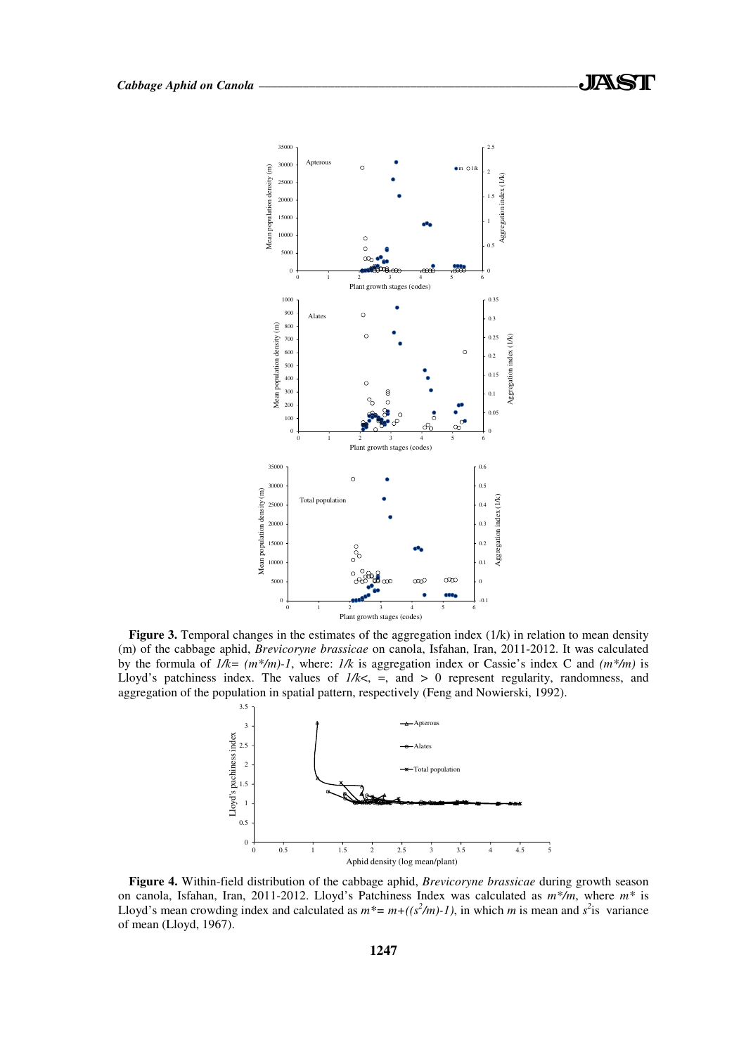**Figure 3.** Temporal changes in the estimates of the aggregation index (1/k) in relation to mean density (m) of the cabbage aphid, *Brevicoryne brassicae* on canola, Isfahan, Iran, 2011-2012. It was calculated by the formula of $1/k = (m^*/m) - 1$, where: $1/k$ is aggregation index or Cassie's index C and $(m^*/m)$ is Lloyd's patchiness index. The values of $1/k <$, $=$, and $> 0$ represent regularity, randomness, and aggregation of the population in spatial pattern, respectively (Feng and Nowierski, 1992).

**Figure 4.** Within-field distribution of the cabbage aphid, *Brevicoryne brassicae* during growth season on canola, Isfahan, Iran, 2011-2012. Lloyd's Patchiness Index was calculated as $m^*/m$, where $m^*$ is Lloyd's mean crowding index and calculated as $m^* = m + ((s^2/m) - 1)$, in which $m$ is mean and $s^2$ is variance of mean (Lloyd, 1967).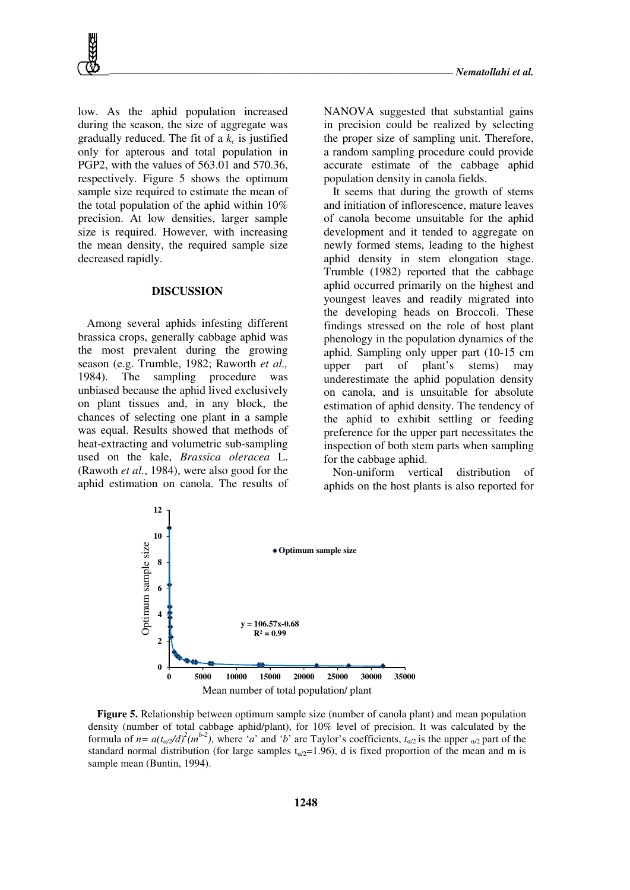low. As the aphid population increased during the season, the size of aggregate was gradually reduced. The fit of a $k_c$ is justified only for apterous and total population in PGP2, with the values of 563.01 and 570.36, respectively. Figure 5 shows the optimum sample size required to estimate the mean of the total population of the aphid within 10% precision. At low densities, larger sample size is required. However, with increasing the mean density, the required sample size decreased rapidly.

## DISCUSSION

Among several aphids infesting different brassica crops, generally cabbage aphid was the most prevalent during the growing season (e.g. Trumble, 1982; Raworth *et al.,* 1984). The sampling procedure was unbiased because the aphid lived exclusively on plant tissues and, in any block, the chances of selecting one plant in a sample was equal. Results showed that methods of heat-extracting and volumetric sub-sampling used on the kale, *Brassica oleracea* L. (Rawoth *et al.*, 1984), were also good for the aphid estimation on canola. The results of NANOVA suggested that substantial gains in precision could be realized by selecting the proper size of sampling unit. Therefore, a random sampling procedure could provide accurate estimate of the cabbage aphid population density in canola fields.

It seems that during the growth of stems and initiation of inflorescence, mature leaves of canola become unsuitable for the aphid development and it tended to aggregate on newly formed stems, leading to the highest aphid density in stem elongation stage. Trumble (1982) reported that the cabbage aphid occurred primarily on the highest and youngest leaves and readily migrated into the developing heads on Broccoli. These findings stressed on the role of host plant phenology in the population dynamics of the aphid. Sampling only upper part (10-15 cm upper part of plant's stems) may underestimate the aphid population density on canola, and is unsuitable for absolute estimation of aphid density. The tendency of the aphid to exhibit settling or feeding preference for the upper part necessitates the inspection of both stem parts when sampling for the cabbage aphid.

Non-uniform vertical distribution of aphids on the host plants is also reported for

**Figure 5.** Relationship between optimum sample size (number of canola plant) and mean population density (number of total cabbage aphid/plant), for 10% level of precision. It was calculated by the formula of $n= a(t_{\alpha/2}/d)^2(m^{b-2})$, where '*a*' and '*b*' are Taylor's coefficients, $t_{\alpha/2}$ is the upper $_{\alpha/2}$ part of the standard normal distribution (for large samples $t_{\alpha/2}$=1.96), d is fixed proportion of the mean and m is sample mean (Buntin, 1994).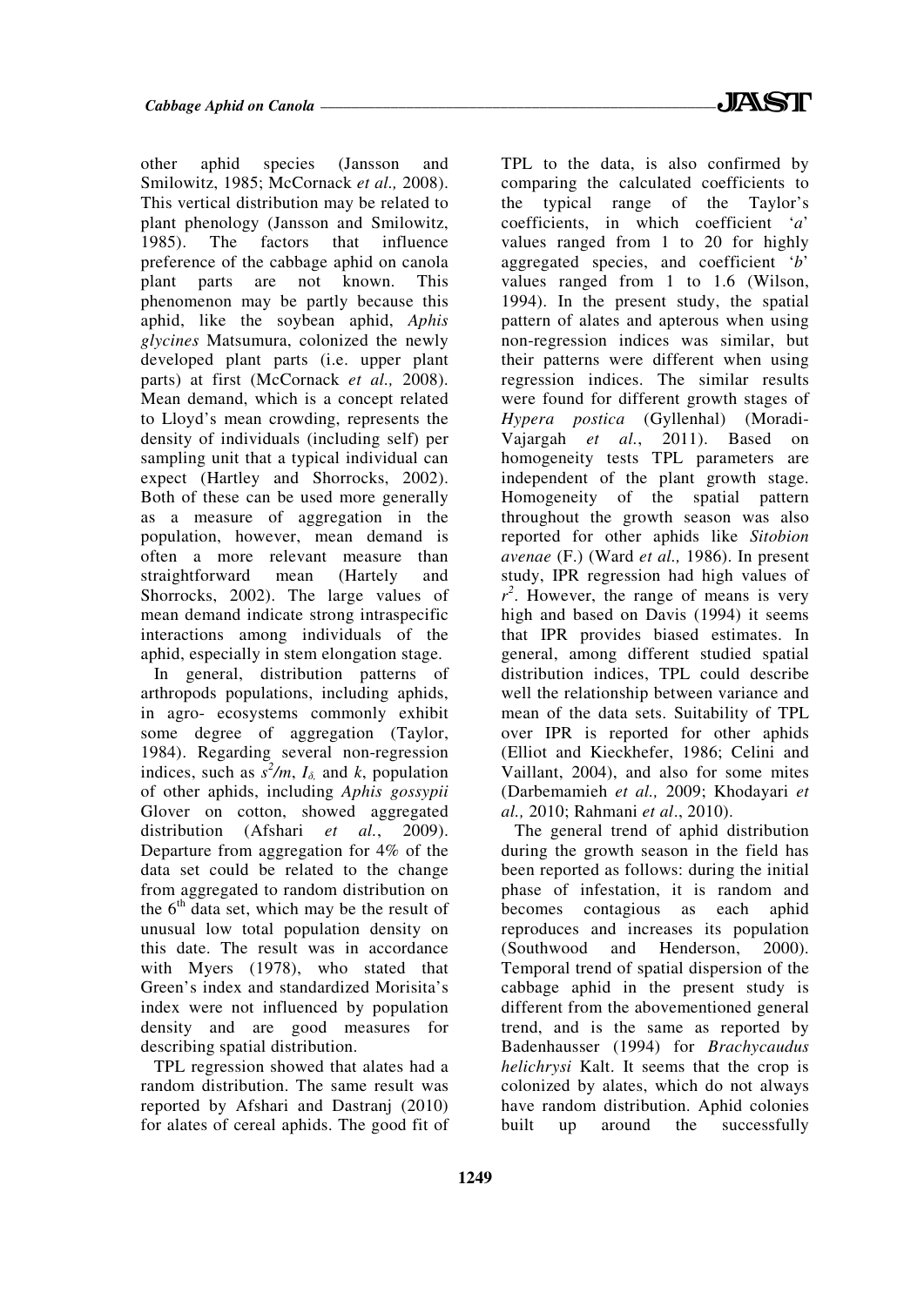other aphid species (Jansson and Smilowitz, 1985; McCornack *et al.,* 2008). This vertical distribution may be related to plant phenology (Jansson and Smilowitz, 1985). The factors that influence preference of the cabbage aphid on canola plant parts are not known. This phenomenon may be partly because this aphid, like the soybean aphid, *Aphis glycines* Matsumura, colonized the newly developed plant parts (i.e. upper plant parts) at first (McCornack *et al.,* 2008). Mean demand, which is a concept related to Lloyd's mean crowding, represents the density of individuals (including self) per sampling unit that a typical individual can expect (Hartley and Shorrocks, 2002). Both of these can be used more generally as a measure of aggregation in the population, however, mean demand is often a more relevant measure than straightforward mean (Hartely and Shorrocks, 2002). The large values of mean demand indicate strong intraspecific interactions among individuals of the aphid, especially in stem elongation stage.

In general, distribution patterns of arthropods populations, including aphids, in agro- ecosystems commonly exhibit some degree of aggregation (Taylor, 1984). Regarding several non-regression indices, such as $s^2/m$, $I_\delta$ and $k$, population of other aphids, including *Aphis gossypii* Glover on cotton, showed aggregated distribution (Afshari *et al.*, 2009). Departure from aggregation for 4% of the data set could be related to the change from aggregated to random distribution on the $6^{th}$ data set, which may be the result of unusual low total population density on this date. The result was in accordance with Myers (1978), who stated that Green's index and standardized Morisita's index were not influenced by population density and are good measures for describing spatial distribution.

TPL regression showed that alates had a random distribution. The same result was reported by Afshari and Dastranj (2010) for alates of cereal aphids. The good fit of TPL to the data, is also confirmed by comparing the calculated coefficients to the typical range of the Taylor's coefficients, in which coefficient '*a*' values ranged from 1 to 20 for highly aggregated species, and coefficient '*b*' values ranged from 1 to 1.6 (Wilson, 1994). In the present study, the spatial pattern of alates and apterous when using non-regression indices was similar, but their patterns were different when using regression indices. The similar results were found for different growth stages of *Hypera postica* (Gyllenhal) (Moradi-Vajargah *et al.*, 2011). Based on homogeneity tests TPL parameters are independent of the plant growth stage. Homogeneity of the spatial pattern throughout the growth season was also reported for other aphids like *Sitobion avenae* (F.) (Ward *et al.,* 1986). In present study, IPR regression had high values of $r^2$. However, the range of means is very high and based on Davis (1994) it seems that IPR provides biased estimates. In general, among different studied spatial distribution indices, TPL could describe well the relationship between variance and mean of the data sets. Suitability of TPL over IPR is reported for other aphids (Elliot and Kieckhefer, 1986; Celini and Vaillant, 2004), and also for some mites (Darbemamieh *et al.,* 2009; Khodayari *et al.,* 2010; Rahmani *et al*., 2010).

The general trend of aphid distribution during the growth season in the field has been reported as follows: during the initial phase of infestation, it is random and becomes contagious as each aphid reproduces and increases its population (Southwood and Henderson, 2000). Temporal trend of spatial dispersion of the cabbage aphid in the present study is different from the abovementioned general trend, and is the same as reported by Badenhausser (1994) for *Brachycaudus helichrysi* Kalt. It seems that the crop is colonized by alates, which do not always have random distribution. Aphid colonies built up around the successfully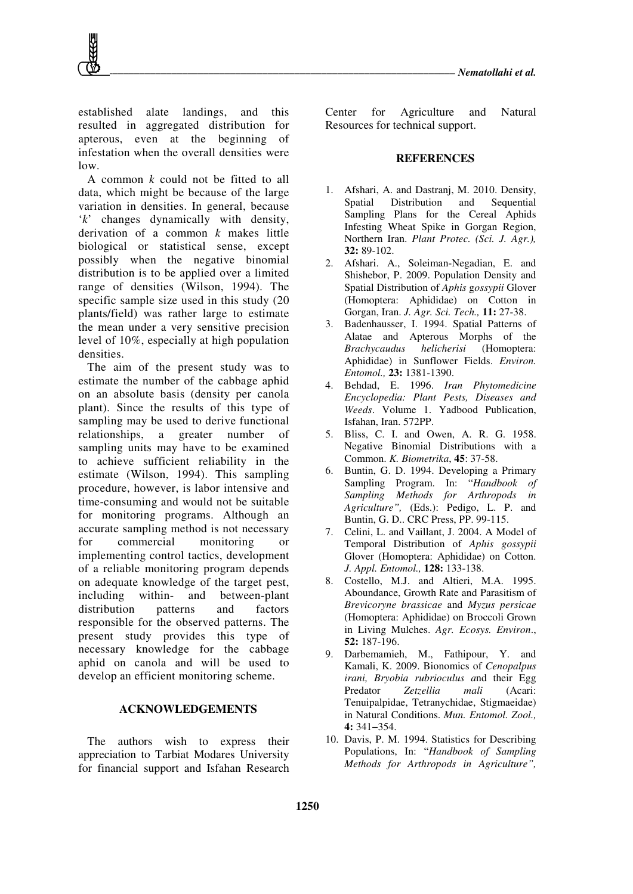established alate landings, and this resulted in aggregated distribution for apterous, even at the beginning of infestation when the overall densities were low.

A common *k* could not be fitted to all data, which might be because of the large variation in densities. In general, because '*k*' changes dynamically with density, derivation of a common *k* makes little biological or statistical sense, except possibly when the negative binomial distribution is to be applied over a limited range of densities (Wilson, 1994). The specific sample size used in this study (20 plants/field) was rather large to estimate the mean under a very sensitive precision level of 10%, especially at high population densities.

The aim of the present study was to estimate the number of the cabbage aphid on an absolute basis (density per canola plant). Since the results of this type of sampling may be used to derive functional relationships, a greater number of sampling units may have to be examined to achieve sufficient reliability in the estimate (Wilson, 1994). This sampling procedure, however, is labor intensive and time-consuming and would not be suitable for monitoring programs. Although an accurate sampling method is not necessary for commercial monitoring or implementing control tactics, development of a reliable monitoring program depends on adequate knowledge of the target pest, including within- and between-plant distribution patterns and factors responsible for the observed patterns. The present study provides this type of necessary knowledge for the cabbage aphid on canola and will be used to develop an efficient monitoring scheme.

## ACKNOWLEDGEMENTS

The authors wish to express their appreciation to Tarbiat Modares University for financial support and Isfahan Research Center for Agriculture and Natural Resources for technical support.

## REFERENCES

1. Afshari, A. and Dastranj, M. 2010. Density, Spatial Distribution and Sequential Sampling Plans for the Cereal Aphids Infesting Wheat Spike in Gorgan Region, Northern Iran. *Plant Protec. (Sci. J. Agr.),* **32:** 89-102.
2. Afshari. A., Soleiman-Negadian, E. and Shishebor, P. 2009. Population Density and Spatial Distribution of *Aphis gossypii* Glover (Homoptera: Aphididae) on Cotton in Gorgan, Iran. *J. Agr. Sci. Tech.,* **11:** 27-38.
3. Badenhausser, I. 1994. Spatial Patterns of Alatae and Apterous Morphs of the *Brachycaudus helicherisi* (Homoptera: Aphididae) in Sunflower Fields. *Environ. Entomol.,* **23:** 1381-1390.
4. Behdad, E. 1996. *Iran Phytomedicine Encyclopedia: Plant Pests, Diseases and Weeds*. Volume 1. Yadbood Publication, Isfahan, Iran. 572PP.
5. Bliss, C. I. and Owen, A. R. G. 1958. Negative Binomial Distributions with a Common. *K. Biometrika*, **45**: 37-58.
6. Buntin, G. D. 1994. Developing a Primary Sampling Program. In: "*Handbook of Sampling Methods for Arthropods in Agriculture",* (Eds.): Pedigo, L. P. and Buntin, G. D.. CRC Press, PP. 99-115.
7. Celini, L. and Vaillant, J. 2004. A Model of Temporal Distribution of *Aphis gossypii* Glover (Homoptera: Aphididae) on Cotton. *J. Appl. Entomol.,* **128:** 133-138.
8. Costello, M.J. and Altieri, M.A. 1995. Aboundance, Growth Rate and Parasitism of *Brevicoryne brassicae* and *Myzus persicae* (Homoptera: Aphididae) on Broccoli Grown in Living Mulches. *Agr. Ecosys. Environ*., **52:** 187-196.
9. Darbemamieh, M., Fathipour, Y. and Kamali, K. 2009. Bionomics of *Cenopalpus irani, Bryobia rubrioculus a*nd their Egg Predator *Zetzellia mali* (Acari: Tenuipalpidae, Tetranychidae, Stigmaeidae) in Natural Conditions. *Mun. Entomol. Zool.,* **4:** 341–354.
10. Davis, P. M. 1994. Statistics for Describing Populations, In: "*Handbook of Sampling Methods for Arthropods in Agriculture",*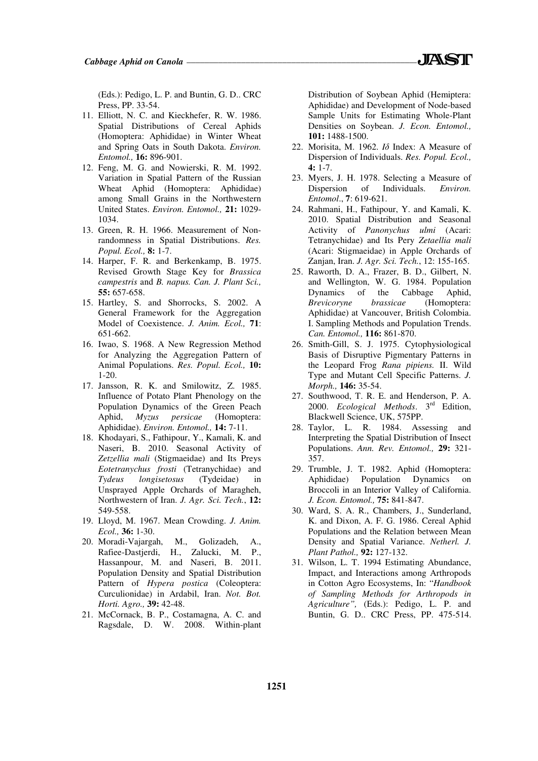(Eds.): Pedigo, L. P. and Buntin, G. D.. CRC Press, PP. 33-54.

11. Elliott, N. C. and Kieckhefer, R. W. 1986. Spatial Distributions of Cereal Aphids (Homoptera: Aphididae) in Winter Wheat and Spring Oats in South Dakota. *Environ. Entomol.,* **16:** 896-901.
12. Feng, M. G. and Nowierski, R. M. 1992. Variation in Spatial Pattern of the Russian Wheat Aphid (Homoptera: Aphididae) among Small Grains in the Northwestern United States. *Environ. Entomol.,* **21:** 1029-1034.
13. Green, R. H. 1966. Measurement of Non-randomness in Spatial Distributions. *Res. Popul. Ecol.,* **8:** 1-7.
14. Harper, F. R. and Berkenkamp, B. 1975. Revised Growth Stage Key for *Brassica campestris* and *B. napus. Can. J. Plant Sci.,* **55:** 657-658.
15. Hartley, S. and Shorrocks, S. 2002. A General Framework for the Aggregation Model of Coexistence. *J. Anim. Ecol.,* **71**: 651-662.
16. Iwao, S. 1968. A New Regression Method for Analyzing the Aggregation Pattern of Animal Populations. *Res. Popul. Ecol.,* **10:** 1-20.
17. Jansson, R. K. and Smilowitz, Z. 1985. Influence of Potato Plant Phenology on the Population Dynamics of the Green Peach Aphid, *Myzus persicae* (Homoptera: Aphididae). *Environ. Entomol.,* **14:** 7-11.
18. Khodayari, S., Fathipour, Y., Kamali, K. and Naseri, B. 2010. Seasonal Activity of *Zetzellia mali* (Stigmaeidae) and Its Preys *Eotetranychus frosti* (Tetranychidae) and *Tydeus longisetosus* (Tydeidae) in Unsprayed Apple Orchards of Maragheh, Northwestern of Iran. *J. Agr. Sci. Tech.*, **12:** 549-558.
19. Lloyd, M. 1967. Mean Crowding. *J. Anim. Ecol.,* **36:** 1-30.
20. Moradi-Vajargah, M., Golizadeh, A., Rafiee-Dastjerdi, H., Zalucki, M. P., Hassanpour, M. and Naseri, B. 2011. Population Density and Spatial Distribution Pattern of *Hypera postica* (Coleoptera: Curculionidae) in Ardabil, Iran. *Not. Bot. Horti. Agro.,* **39:** 42-48.
21. McCornack, B. P., Costamagna, A. C. and Ragsdale, D. W. 2008. Within-plant Distribution of Soybean Aphid (Hemiptera: Aphididae) and Development of Node-based Sample Units for Estimating Whole-Plant Densities on Soybean. *J. Econ. Entomol.,* **101:** 1488-1500.
22. Morisita, M. 1962. *Iδ* Index: A Measure of Dispersion of Individuals. *Res. Popul. Ecol.,* **4:** 1-7.
23. Myers, J. H. 1978. Selecting a Measure of Dispersion of Individuals. *Environ. Entomol*., **7**: 619-621.
24. Rahmani, H., Fathipour, Y. and Kamali, K. 2010. Spatial Distribution and Seasonal Activity of *Panonychus ulmi* (Acari: Tetranychidae) and Its Pery *Zetaellia mali* (Acari: Stigmaeidae) in Apple Orchards of Zanjan, Iran. *J. Agr. Sci. Tech.*, 12: 155-165.
25. Raworth, D. A., Frazer, B. D., Gilbert, N. and Wellington, W. G. 1984. Population Dynamics of the Cabbage Aphid, *Brevicoryne brassicae* (Homoptera: Aphididae) at Vancouver, British Colombia. I. Sampling Methods and Population Trends. *Can. Entomol.,* **116:** 861-870.
26. Smith-Gill, S. J. 1975. Cytophysiological Basis of Disruptive Pigmentary Patterns in the Leopard Frog *Rana pipiens.* II. Wild Type and Mutant Cell Specific Patterns. *J. Morph.,* **146:** 35-54.
27. Southwood, T. R. E. and Henderson, P. A. 2000. *Ecological Methods*. 3rd Edition, Blackwell Science, UK, 575PP.
28. Taylor, L. R. 1984. Assessing and Interpreting the Spatial Distribution of Insect Populations. *Ann. Rev. Entomol.,* **29:** 321-357.
29. Trumble, J. T. 1982. Aphid (Homoptera: Aphididae) Population Dynamics on Broccoli in an Interior Valley of California. *J. Econ. Entomol.,* **75:** 841-847.
30. Ward, S. A. R., Chambers, J., Sunderland, K. and Dixon, A. F. G. 1986. Cereal Aphid Populations and the Relation between Mean Density and Spatial Variance. *Netherl. J. Plant Pathol.,* **92:** 127-132.
31. Wilson, L. T. 1994 Estimating Abundance, Impact, and Interactions among Arthropods in Cotton Agro Ecosystems, In: "*Handbook of Sampling Methods for Arthropods in Agriculture",* (Eds.): Pedigo, L. P. and Buntin, G. D.. CRC Press, PP. 475-514.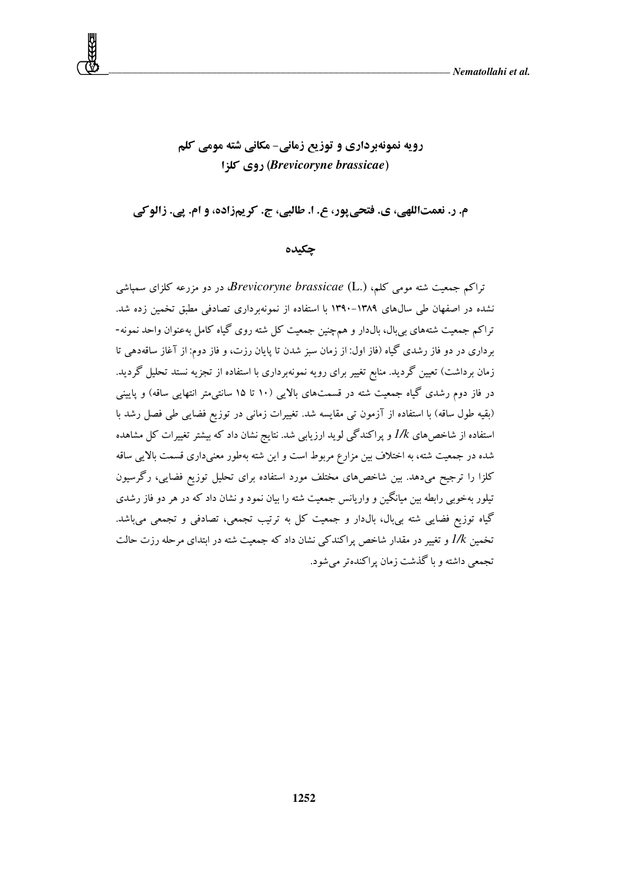# رویه نمونه‌برداری و توزیع زمانی- مکانی شته مومی کلم (*Brevicoryne brassicae*) روی کلزا

**م. ر. نعمت‌اللهی، ی. فتحی‌پور، ع. ا. طالبی، ج. کریم‌زاده، و ام. پی. زالوکی**

## چکیده

تراکم جمعیت شته مومی کلم، *Brevicoryne brassicae* (L.)، در دو مزرعه کلزای سمپاشی نشده در اصفهان طی سال‌های ۱۳۸۹-۱۳۹۰ با استفاده از نمونه‌برداری تصادفی مطبق تخمین زده شد. تراکم جمعیت شته‌های بی‌بال، بال‌دار و هم‌چنین جمعیت کل شته روی گیاه کامل به‌عنوان واحد نمونه-برداری در دو فاز رشدی گیاه (فاز اول: از زمان سبز شدن تا پایان رزت، و فاز دوم: از آغاز ساقه‌دهی تا زمان برداشت) تعیین گردید. منابع تغییر برای رویه نمونه‌برداری با استفاده از تجزیه نستد تحلیل گردید. در فاز دوم رشدی گیاه جمعیت شته در قسمت‌های بالایی (۱۰ تا ۱۵ سانتی‌متر انتهایی ساقه) و پایینی (بقیه طول ساقه) با استفاده از آزمون تی مقایسه شد. تغییرات زمانی در توزیع فضایی طی فصل رشد با استفاده از شاخص‌های $1/k$ و پراکندگی لوید ارزیابی شد. نتایج نشان داد که بیشتر تغییرات کل مشاهده شده در جمعیت شته، به اختلاف بین مزارع مربوط است و این شته به‌طور معنی‌داری قسمت بالایی ساقه کلزا را ترجیح می‌دهد. بین شاخص‌های مختلف مورد استفاده برای تحلیل توزیع فضایی، رگرسیون تیلور به‌خوبی رابطه بین میانگین و واریانس جمعیت شته را بیان نمود و نشان داد که در هر دو فاز رشدی گیاه توزیع فضایی شته بی‌بال، بال‌دار و جمعیت کل به ترتیب تجمعی، تصادفی و تجمعی می‌باشد. تخمین $1/k$ و تغییر در مقدار شاخص پراکندگی نشان داد که جمعیت شته در ابتدای مرحله رزت حالت تجمعی داشته و با گذشت زمان پراکنده‌تر می‌شود.